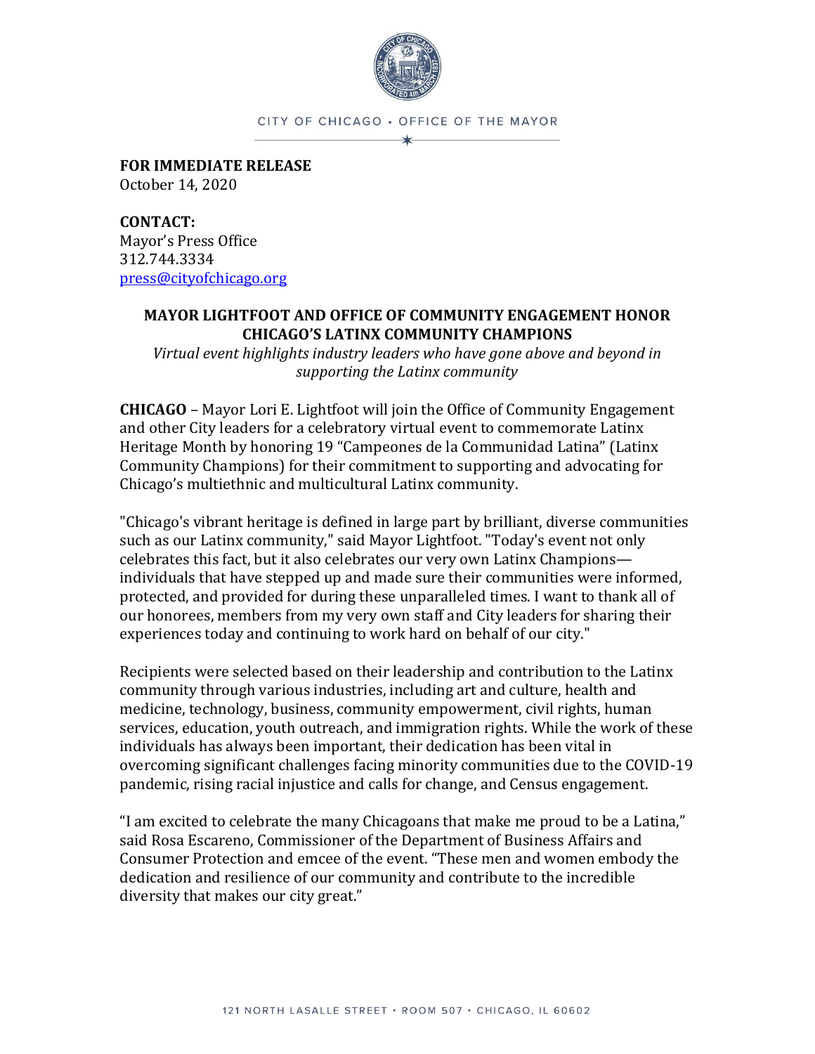CITY OF CHICAGO • OFFICE OF THE MAYOR

**FOR IMMEDIATE RELEASE**
October 14, 2020

**CONTACT:**
Mayor's Press Office
312.744.3334
press@cityofchicago.org

## MAYOR LIGHTFOOT AND OFFICE OF COMMUNITY ENGAGEMENT HONOR CHICAGO'S LATINX COMMUNITY CHAMPIONS

*Virtual event highlights industry leaders who have gone above and beyond in supporting the Latinx community*

**CHICAGO** – Mayor Lori E. Lightfoot will join the Office of Community Engagement and other City leaders for a celebratory virtual event to commemorate Latinx Heritage Month by honoring 19 "Campeones de la Communidad Latina" (Latinx Community Champions) for their commitment to supporting and advocating for Chicago's multiethnic and multicultural Latinx community.

"Chicago's vibrant heritage is defined in large part by brilliant, diverse communities such as our Latinx community," said Mayor Lightfoot. "Today's event not only celebrates this fact, but it also celebrates our very own Latinx Champions—individuals that have stepped up and made sure their communities were informed, protected, and provided for during these unparalleled times. I want to thank all of our honorees, members from my very own staff and City leaders for sharing their experiences today and continuing to work hard on behalf of our city."

Recipients were selected based on their leadership and contribution to the Latinx community through various industries, including art and culture, health and medicine, technology, business, community empowerment, civil rights, human services, education, youth outreach, and immigration rights. While the work of these individuals has always been important, their dedication has been vital in overcoming significant challenges facing minority communities due to the COVID-19 pandemic, rising racial injustice and calls for change, and Census engagement.

"I am excited to celebrate the many Chicagoans that make me proud to be a Latina," said Rosa Escareno, Commissioner of the Department of Business Affairs and Consumer Protection and emcee of the event. "These men and women embody the dedication and resilience of our community and contribute to the incredible diversity that makes our city great."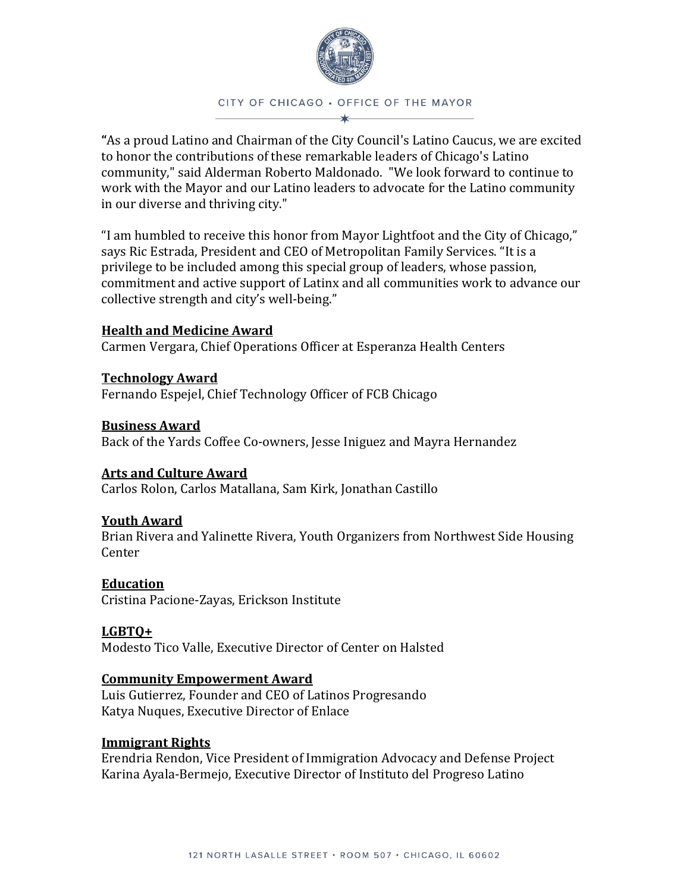"As a proud Latino and Chairman of the City Council's Latino Caucus, we are excited to honor the contributions of these remarkable leaders of Chicago's Latino community," said Alderman Roberto Maldonado. "We look forward to continue to work with the Mayor and our Latino leaders to advocate for the Latino community in our diverse and thriving city."

"I am humbled to receive this honor from Mayor Lightfoot and the City of Chicago," says Ric Estrada, President and CEO of Metropolitan Family Services. "It is a privilege to be included among this special group of leaders, whose passion, commitment and active support of Latinx and all communities work to advance our collective strength and city's well-being."

**Health and Medicine Award**
Carmen Vergara, Chief Operations Officer at Esperanza Health Centers

**Technology Award**
Fernando Espejel, Chief Technology Officer of FCB Chicago

**Business Award**
Back of the Yards Coffee Co-owners, Jesse Iniguez and Mayra Hernandez

**Arts and Culture Award**
Carlos Rolon, Carlos Matallana, Sam Kirk, Jonathan Castillo

**Youth Award**
Brian Rivera and Yalinette Rivera, Youth Organizers from Northwest Side Housing Center

**Education**
Cristina Pacione-Zayas, Erickson Institute

**LGBTQ+**
Modesto Tico Valle, Executive Director of Center on Halsted

**Community Empowerment Award**
Luis Gutierrez, Founder and CEO of Latinos Progresando
Katya Nuques, Executive Director of Enlace

**Immigrant Rights**
Erendria Rendon, Vice President of Immigration Advocacy and Defense Project
Karina Ayala-Bermejo, Executive Director of Instituto del Progreso Latino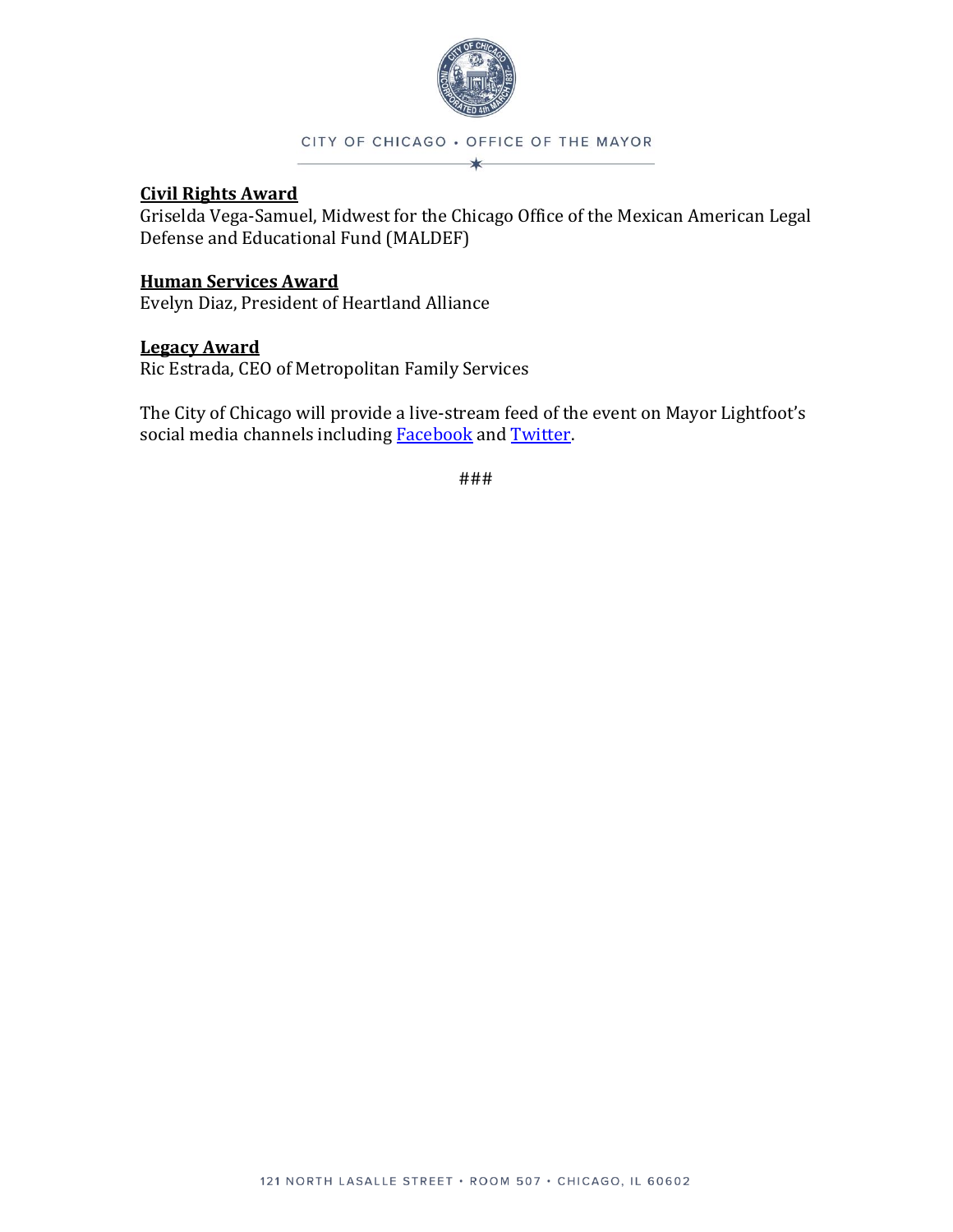**Civil Rights Award**
Griselda Vega-Samuel, Midwest for the Chicago Office of the Mexican American Legal Defense and Educational Fund (MALDEF)

**Human Services Award**
Evelyn Diaz, President of Heartland Alliance

**Legacy Award**
Ric Estrada, CEO of Metropolitan Family Services

The City of Chicago will provide a live-stream feed of the event on Mayor Lightfoot's social media channels including Facebook and Twitter.

###